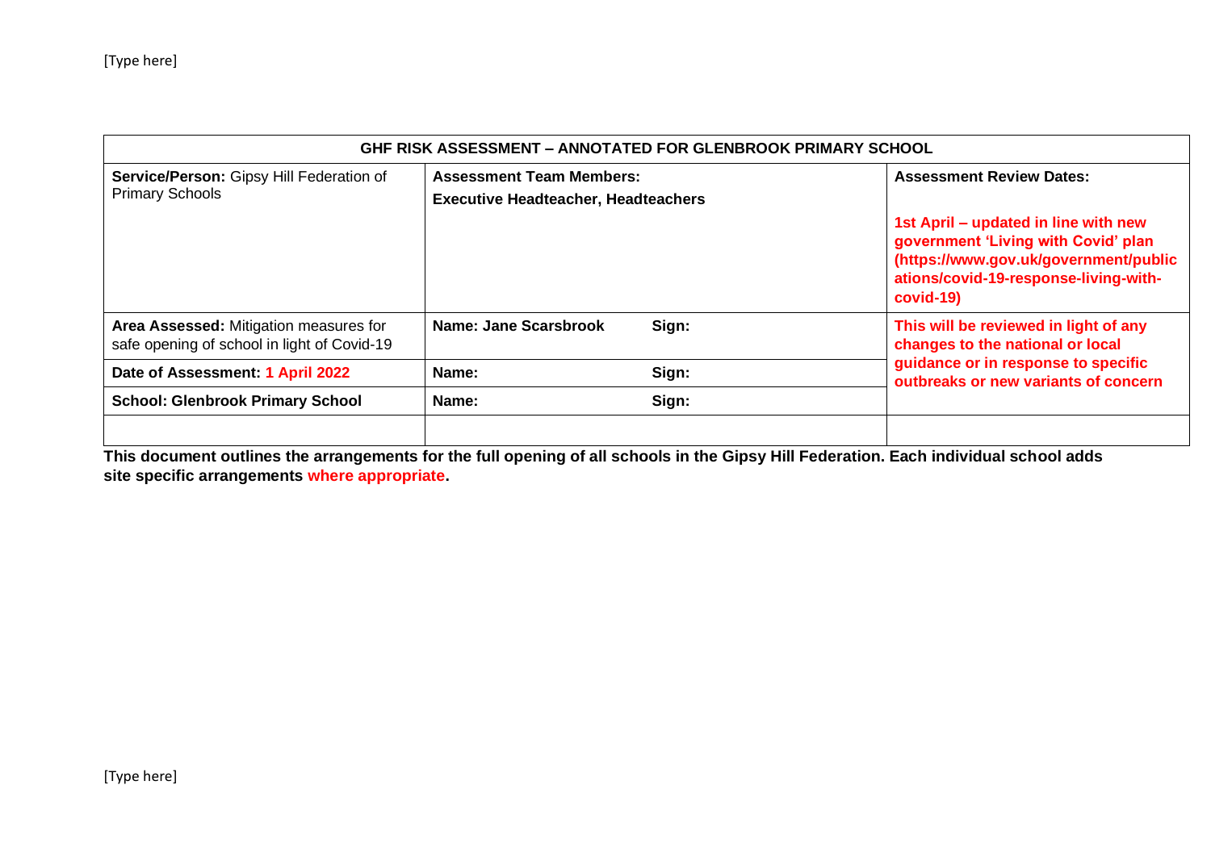| GHF RISK ASSESSMENT – ANNOTATED FOR GLENBROOK PRIMARY SCHOOL | | | |
|---|---|---|---|
| **Service/Person:** Gipsy Hill Federation of Primary Schools | **Assessment Team Members:**<br>**Executive Headteacher, Headteachers** | | **Assessment Review Dates:**<br><br>**1st April – updated in line with new government 'Living with Covid' plan (https://www.gov.uk/government/publications/covid-19-response-living-with-covid-19)** |
| **Area Assessed:** Mitigation measures for safe opening of school in light of Covid-19 | **Name: Jane Scarsbrook** | **Sign:** | **This will be reviewed in light of any changes to the national or local guidance or in response to specific outbreaks or new variants of concern** |
| **Date of Assessment: 1 April 2022** | **Name:** | **Sign:** | |
| **School: Glenbrook Primary School** | **Name:** | **Sign:** | |
| | | | |

**This document outlines the arrangements for the full opening of all schools in the Gipsy Hill Federation. Each individual school adds site specific arrangements where appropriate.**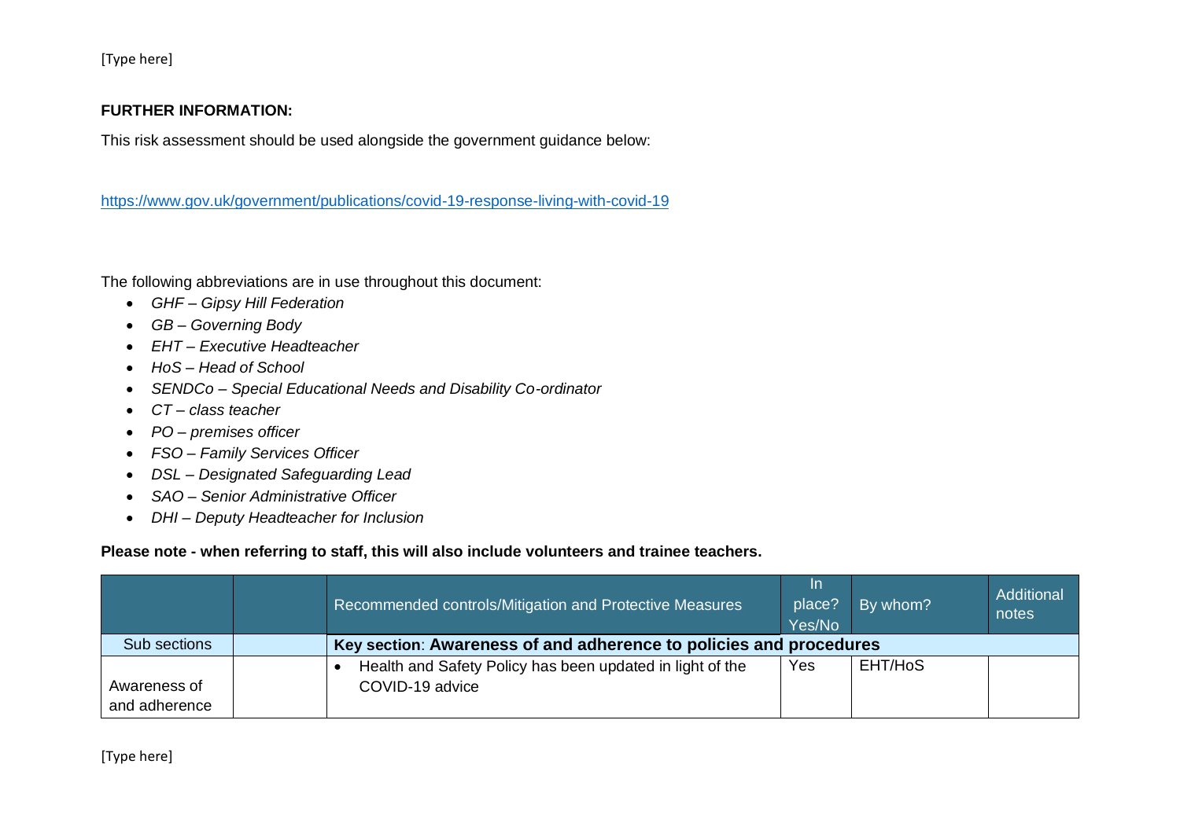**FURTHER INFORMATION:**

This risk assessment should be used alongside the government guidance below:

https://www.gov.uk/government/publications/covid-19-response-living-with-covid-19

The following abbreviations are in use throughout this document:

- *GHF – Gipsy Hill Federation*
- *GB – Governing Body*
- *EHT – Executive Headteacher*
- *HoS – Head of School*
- *SENDCo – Special Educational Needs and Disability Co-ordinator*
- *CT – class teacher*
- *PO – premises officer*
- *FSO – Family Services Officer*
- *DSL – Designated Safeguarding Lead*
- *SAO – Senior Administrative Officer*
- *DHI – Deputy Headteacher for Inclusion*

**Please note - when referring to staff, this will also include volunteers and trainee teachers.**

| | | Recommended controls/Mitigation and Protective Measures | In place? Yes/No | By whom? | Additional notes |
|---|---|---|---|---|---|
| Sub sections | | **Key section: Awareness of and adherence to policies and procedures** | | | |
| Awareness of and adherence | | • Health and Safety Policy has been updated in light of the COVID-19 advice | Yes | EHT/HoS | |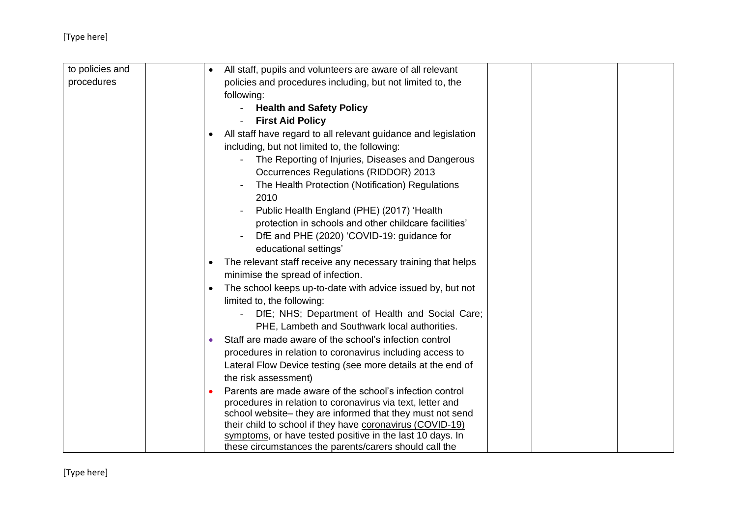| to policies and procedures | | • All staff, pupils and volunteers are aware of all relevant policies and procedures including, but not limited to, the following:<br>  - **Health and Safety Policy**<br>  - **First Aid Policy**<br>• All staff have regard to all relevant guidance and legislation including, but not limited to, the following:<br>  - The Reporting of Injuries, Diseases and Dangerous Occurrences Regulations (RIDDOR) 2013<br>  - The Health Protection (Notification) Regulations 2010<br>  - Public Health England (PHE) (2017) 'Health protection in schools and other childcare facilities'<br>  - DfE and PHE (2020) 'COVID-19: guidance for educational settings'<br>• The relevant staff receive any necessary training that helps minimise the spread of infection.<br>• The school keeps up-to-date with advice issued by, but not limited to, the following:<br>  - DfE; NHS; Department of Health and Social Care; PHE, Lambeth and Southwark local authorities.<br>• Staff are made aware of the school's infection control procedures in relation to coronavirus including access to Lateral Flow Device testing (see more details at the end of the risk assessment)<br>• Parents are made aware of the school's infection control procedures in relation to coronavirus via text, letter and school website– they are informed that they must not send their child to school if they have coronavirus (COVID-19) symptoms, or have tested positive in the last 10 days. In these circumstances the parents/carers should call the | | | |
|---|---|---|---|---|---|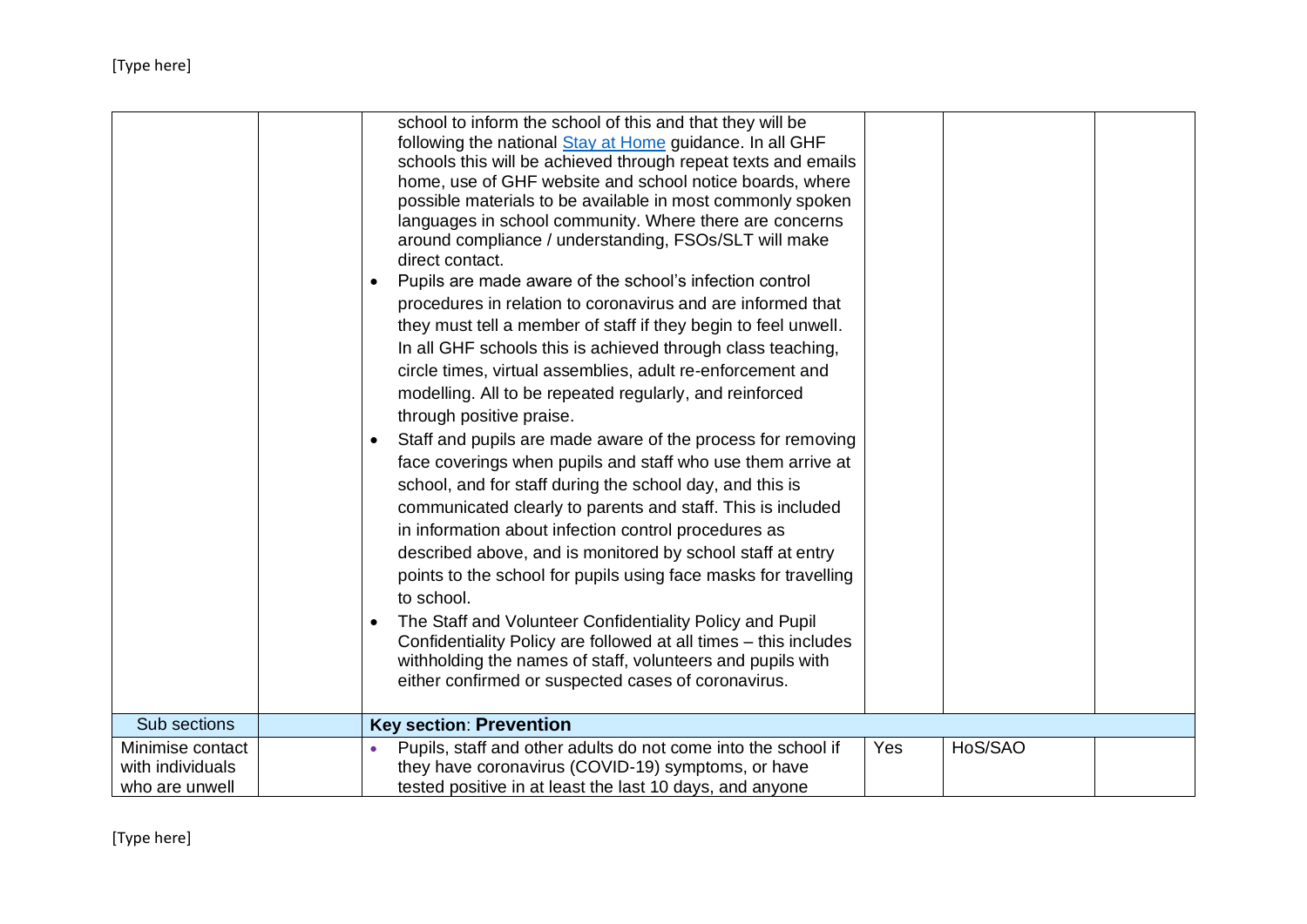| | | | | | |
|---|---|---|---|---|---|
| | | school to inform the school of this and that they will be following the national [Stay at Home](#) guidance. In all GHF schools this will be achieved through repeat texts and emails home, use of GHF website and school notice boards, where possible materials to be available in most commonly spoken languages in school community. Where there are concerns around compliance / understanding, FSOs/SLT will make direct contact.<br>• Pupils are made aware of the school's infection control procedures in relation to coronavirus and are informed that they must tell a member of staff if they begin to feel unwell. In all GHF schools this is achieved through class teaching, circle times, virtual assemblies, adult re-enforcement and modelling. All to be repeated regularly, and reinforced through positive praise.<br>• Staff and pupils are made aware of the process for removing face coverings when pupils and staff who use them arrive at school, and for staff during the school day, and this is communicated clearly to parents and staff. This is included in information about infection control procedures as described above, and is monitored by school staff at entry points to the school for pupils using face masks for travelling to school.<br>• The Staff and Volunteer Confidentiality Policy and Pupil Confidentiality Policy are followed at all times – this includes withholding the names of staff, volunteers and pupils with either confirmed or suspected cases of coronavirus. | | | |
| Sub sections | | **Key section**: **Prevention** | | | |
| Minimise contact with individuals who are unwell | | • Pupils, staff and other adults do not come into the school if they have coronavirus (COVID-19) symptoms, or have tested positive in at least the last 10 days, and anyone | Yes | HoS/SAO | |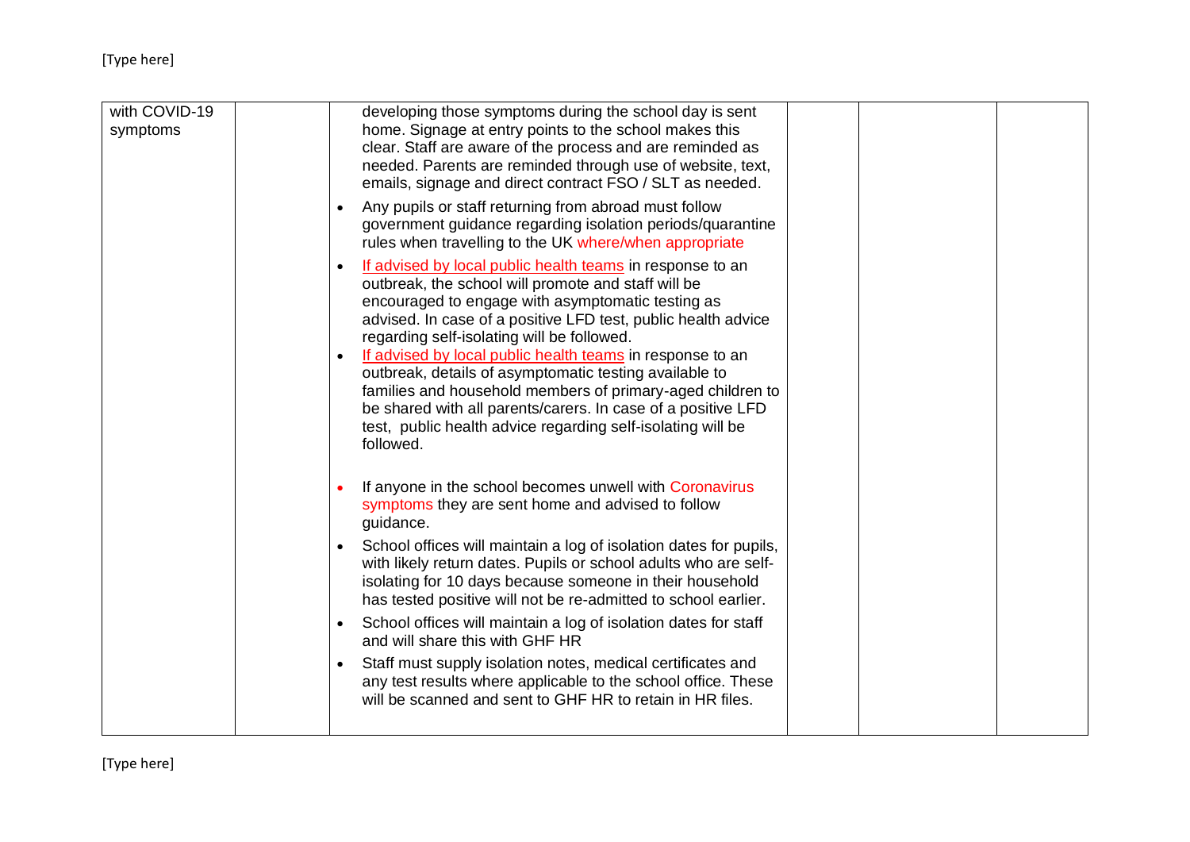| with COVID-19 symptoms | | developing those symptoms during the school day is sent home. Signage at entry points to the school makes this clear. Staff are aware of the process and are reminded as needed. Parents are reminded through use of website, text, emails, signage and direct contract FSO / SLT as needed.<br>• Any pupils or staff returning from abroad must follow government guidance regarding isolation periods/quarantine rules when travelling to the UK where/when appropriate<br>• If advised by local public health teams in response to an outbreak, the school will promote and staff will be encouraged to engage with asymptomatic testing as advised. In case of a positive LFD test, public health advice regarding self-isolating will be followed.<br>• If advised by local public health teams in response to an outbreak, details of asymptomatic testing available to families and household members of primary-aged children to be shared with all parents/carers. In case of a positive LFD test, public health advice regarding self-isolating will be followed.<br>• If anyone in the school becomes unwell with Coronavirus symptoms they are sent home and advised to follow guidance.<br>• School offices will maintain a log of isolation dates for pupils, with likely return dates. Pupils or school adults who are self-isolating for 10 days because someone in their household has tested positive will not be re-admitted to school earlier.<br>• School offices will maintain a log of isolation dates for staff and will share this with GHF HR<br>• Staff must supply isolation notes, medical certificates and any test results where applicable to the school office. These will be scanned and sent to GHF HR to retain in HR files. | | | |
|---|---|---|---|---|---|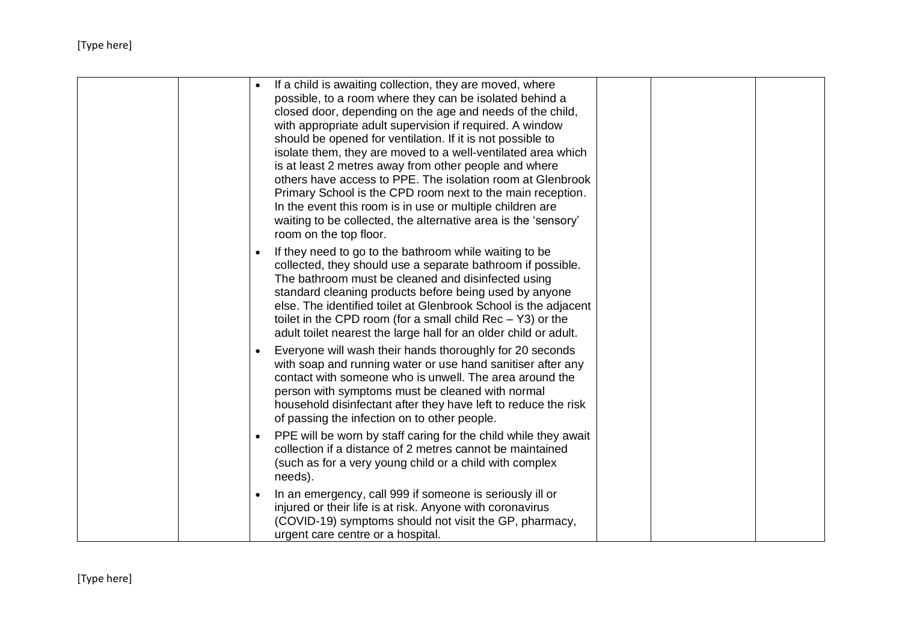| | | | | | |
|---|---|---|---|---|---|
| | | • If a child is awaiting collection, they are moved, where possible, to a room where they can be isolated behind a closed door, depending on the age and needs of the child, with appropriate adult supervision if required. A window should be opened for ventilation. If it is not possible to isolate them, they are moved to a well-ventilated area which is at least 2 metres away from other people and where others have access to PPE. The isolation room at Glenbrook Primary School is the CPD room next to the main reception. In the event this room is in use or multiple children are waiting to be collected, the alternative area is the 'sensory' room on the top floor.<br>• If they need to go to the bathroom while waiting to be collected, they should use a separate bathroom if possible. The bathroom must be cleaned and disinfected using standard cleaning products before being used by anyone else. The identified toilet at Glenbrook School is the adjacent toilet in the CPD room (for a small child Rec – Y3) or the adult toilet nearest the large hall for an older child or adult.<br>• Everyone will wash their hands thoroughly for 20 seconds with soap and running water or use hand sanitiser after any contact with someone who is unwell. The area around the person with symptoms must be cleaned with normal household disinfectant after they have left to reduce the risk of passing the infection on to other people.<br>• PPE will be worn by staff caring for the child while they await collection if a distance of 2 metres cannot be maintained (such as for a very young child or a child with complex needs).<br>• In an emergency, call 999 if someone is seriously ill or injured or their life is at risk. Anyone with coronavirus (COVID-19) symptoms should not visit the GP, pharmacy, urgent care centre or a hospital. | | | |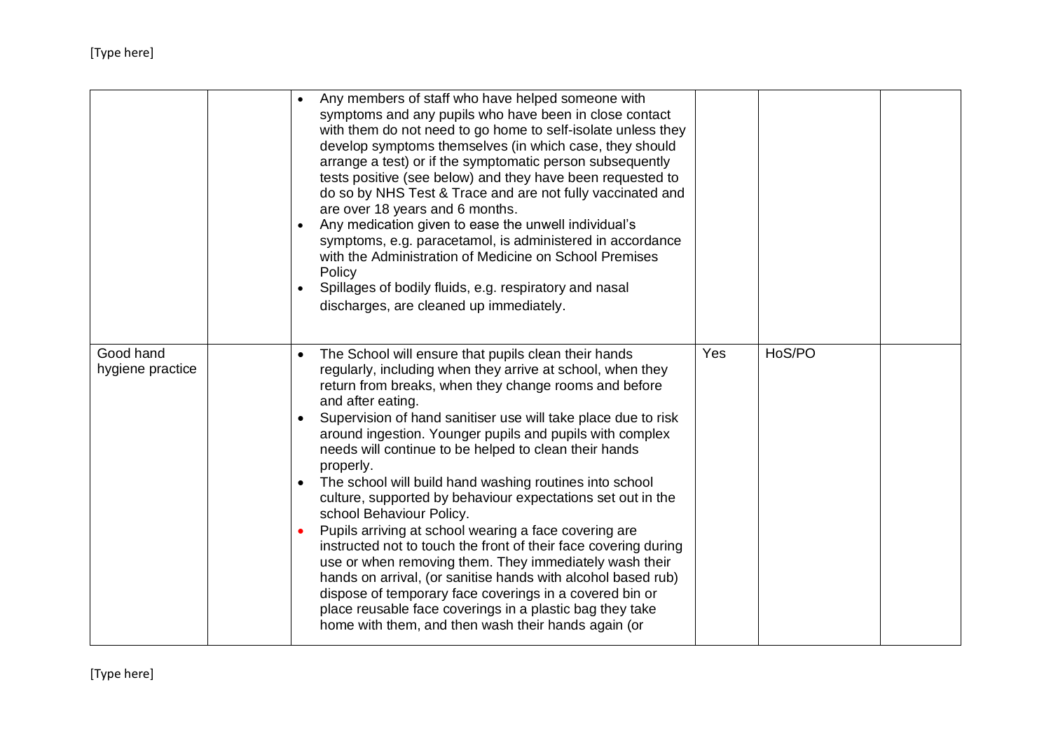| | | | | | |
|---|---|---|---|---|---|
| | | • Any members of staff who have helped someone with symptoms and any pupils who have been in close contact with them do not need to go home to self-isolate unless they develop symptoms themselves (in which case, they should arrange a test) or if the symptomatic person subsequently tests positive (see below) and they have been requested to do so by NHS Test & Trace and are not fully vaccinated and are over 18 years and 6 months.<br>• Any medication given to ease the unwell individual's symptoms, e.g. paracetamol, is administered in accordance with the Administration of Medicine on School Premises Policy<br>• Spillages of bodily fluids, e.g. respiratory and nasal discharges, are cleaned up immediately. | | | |
| Good hand hygiene practice | | • The School will ensure that pupils clean their hands regularly, including when they arrive at school, when they return from breaks, when they change rooms and before and after eating.<br>• Supervision of hand sanitiser use will take place due to risk around ingestion. Younger pupils and pupils with complex needs will continue to be helped to clean their hands properly.<br>• The school will build hand washing routines into school culture, supported by behaviour expectations set out in the school Behaviour Policy.<br>• Pupils arriving at school wearing a face covering are instructed not to touch the front of their face covering during use or when removing them. They immediately wash their hands on arrival, (or sanitise hands with alcohol based rub) dispose of temporary face coverings in a covered bin or place reusable face coverings in a plastic bag they take home with them, and then wash their hands again (or | Yes | HoS/PO | |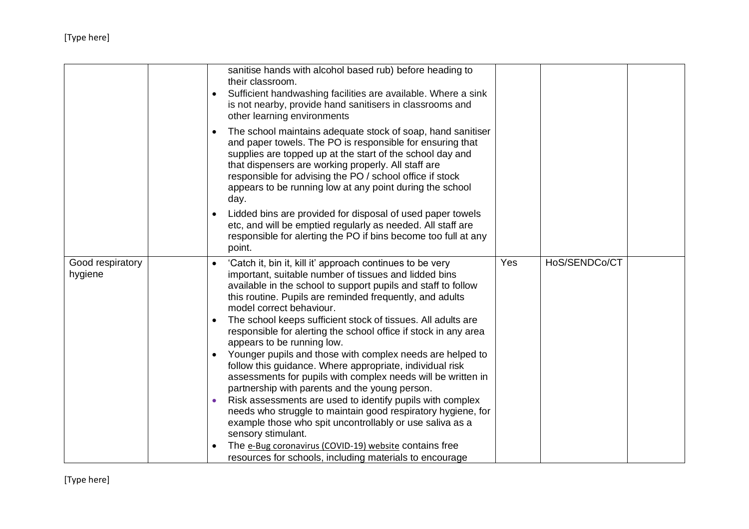| | | | | | |
|---|---|---|---|---|---|
| | | sanitise hands with alcohol based rub) before heading to their classroom.<br>• Sufficient handwashing facilities are available. Where a sink is not nearby, provide hand sanitisers in classrooms and other learning environments<br>• The school maintains adequate stock of soap, hand sanitiser and paper towels. The PO is responsible for ensuring that supplies are topped up at the start of the school day and that dispensers are working properly. All staff are responsible for advising the PO / school office if stock appears to be running low at any point during the school day.<br>• Lidded bins are provided for disposal of used paper towels etc, and will be emptied regularly as needed. All staff are responsible for alerting the PO if bins become too full at any point. | | | |
| Good respiratory hygiene | | • 'Catch it, bin it, kill it' approach continues to be very important, suitable number of tissues and lidded bins available in the school to support pupils and staff to follow this routine. Pupils are reminded frequently, and adults model correct behaviour.<br>• The school keeps sufficient stock of tissues. All adults are responsible for alerting the school office if stock in any area appears to be running low.<br>• Younger pupils and those with complex needs are helped to follow this guidance. Where appropriate, individual risk assessments for pupils with complex needs will be written in partnership with parents and the young person.<br>• Risk assessments are used to identify pupils with complex needs who struggle to maintain good respiratory hygiene, for example those who spit uncontrollably or use saliva as a sensory stimulant.<br>• The e-Bug coronavirus (COVID-19) website contains free resources for schools, including materials to encourage | Yes | HoS/SENDCo/CT | |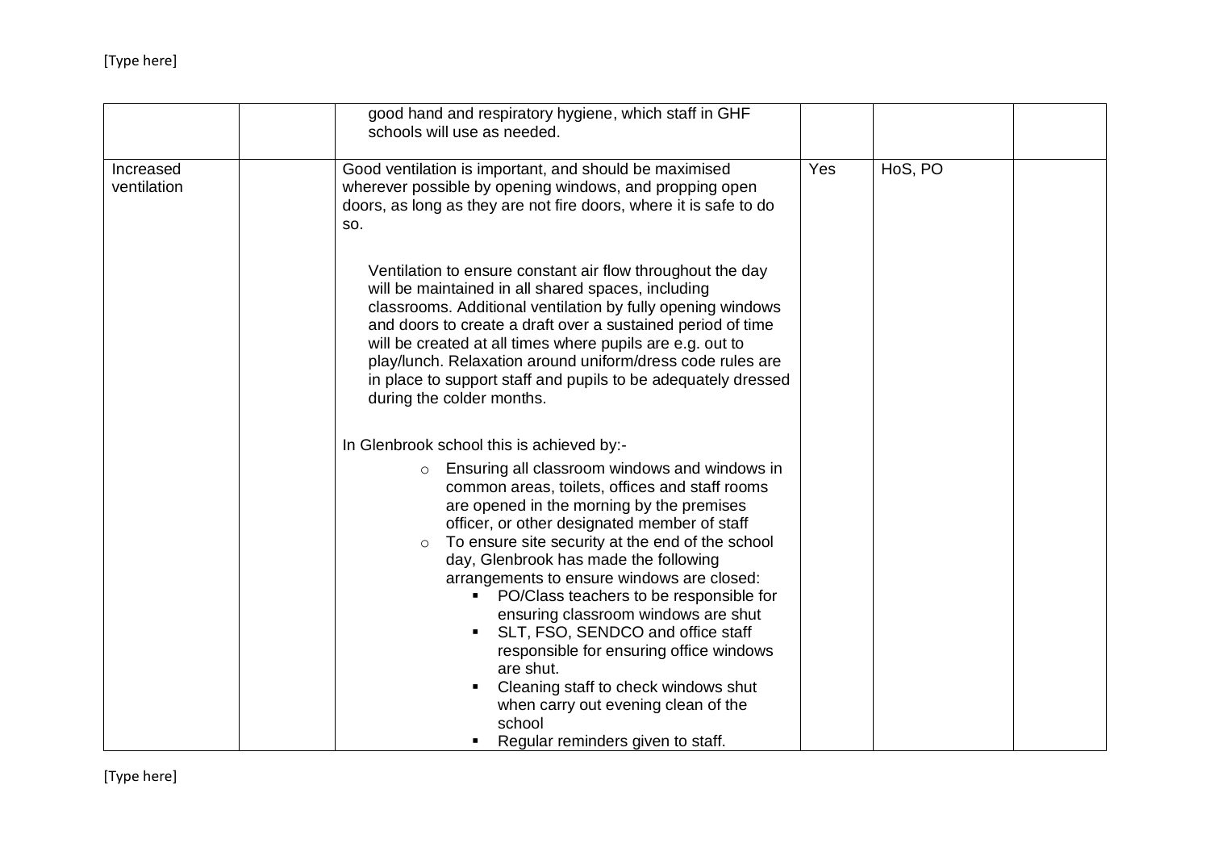| | | | | | |
|---|---|---|---|---|---|
| | | good hand and respiratory hygiene, which staff in GHF schools will use as needed. | | | |
| Increased ventilation | | Good ventilation is important, and should be maximised wherever possible by opening windows, and propping open doors, as long as they are not fire doors, where it is safe to do so.<br><br>Ventilation to ensure constant air flow throughout the day will be maintained in all shared spaces, including classrooms. Additional ventilation by fully opening windows and doors to create a draft over a sustained period of time will be created at all times where pupils are e.g. out to play/lunch. Relaxation around uniform/dress code rules are in place to support staff and pupils to be adequately dressed during the colder months.<br><br>In Glenbrook school this is achieved by:-<br>o Ensuring all classroom windows and windows in common areas, toilets, offices and staff rooms are opened in the morning by the premises officer, or other designated member of staff<br>o To ensure site security at the end of the school day, Glenbrook has made the following arrangements to ensure windows are closed:<br>▪ PO/Class teachers to be responsible for ensuring classroom windows are shut<br>▪ SLT, FSO, SENDCO and office staff responsible for ensuring office windows are shut.<br>▪ Cleaning staff to check windows shut when carry out evening clean of the school<br>▪ Regular reminders given to staff. | Yes | HoS, PO | |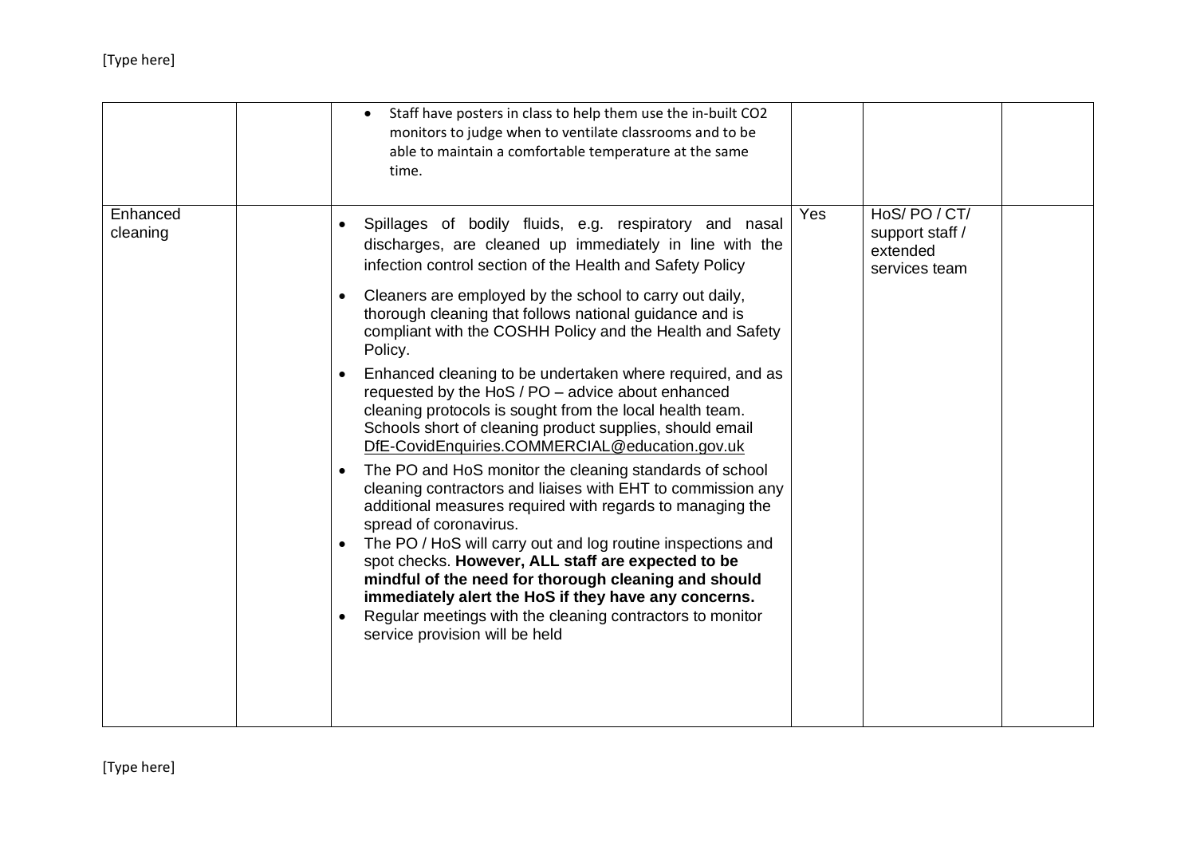| | | | | | |
|---|---|---|---|---|---|
| | | • Staff have posters in class to help them use the in-built $CO_2$ monitors to judge when to ventilate classrooms and to be able to maintain a comfortable temperature at the same time. | | | |
| Enhanced cleaning | | • Spillages of bodily fluids, e.g. respiratory and nasal discharges, are cleaned up immediately in line with the infection control section of the Health and Safety Policy<br>• Cleaners are employed by the school to carry out daily, thorough cleaning that follows national guidance and is compliant with the COSHH Policy and the Health and Safety Policy.<br>• Enhanced cleaning to be undertaken where required, and as requested by the HoS / PO – advice about enhanced cleaning protocols is sought from the local health team. Schools short of cleaning product supplies, should email DfE-CovidEnquiries.COMMERCIAL@education.gov.uk<br>• The PO and HoS monitor the cleaning standards of school cleaning contractors and liaises with EHT to commission any additional measures required with regards to managing the spread of coronavirus.<br>• The PO / HoS will carry out and log routine inspections and spot checks. **However, ALL staff are expected to be mindful of the need for thorough cleaning and should immediately alert the HoS if they have any concerns.**<br>• Regular meetings with the cleaning contractors to monitor service provision will be held | Yes | HoS/ PO / CT/ support staff / extended services team | |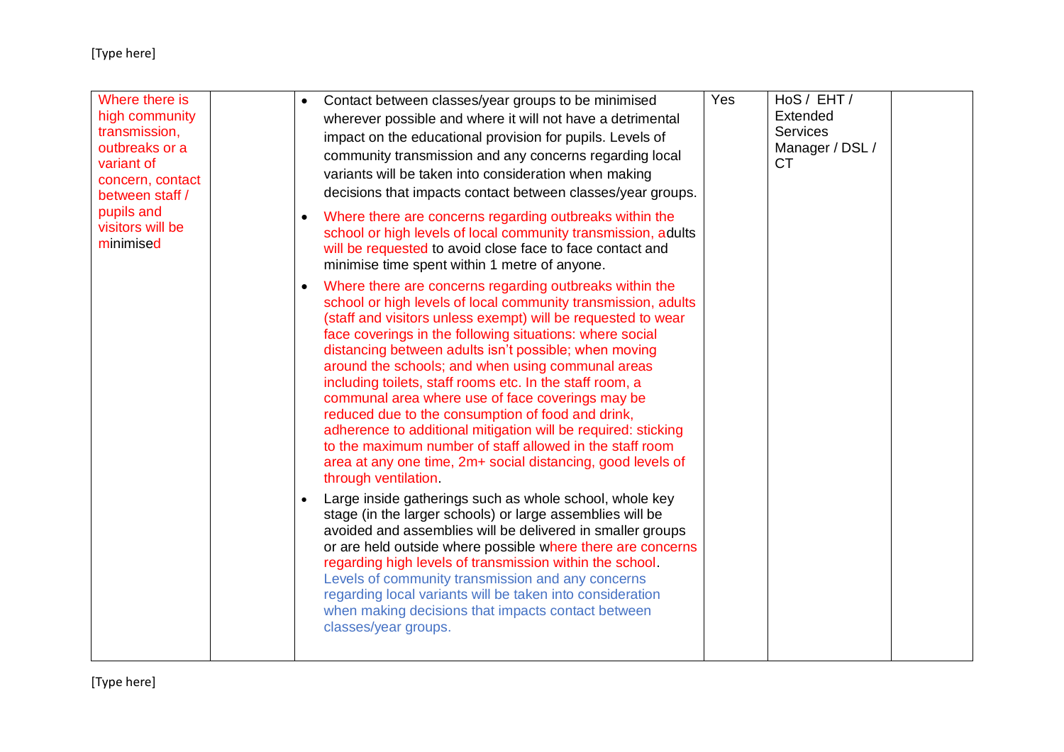| | | | | | |
|---|---|---|---|---|---|
| Where there is high community transmission, outbreaks or a variant of concern, contact between staff / pupils and visitors will be minimised | | <ul><li>Contact between classes/year groups to be minimised wherever possible and where it will not have a detrimental impact on the educational provision for pupils. Levels of community transmission and any concerns regarding local variants will be taken into consideration when making decisions that impacts contact between classes/year groups.</li><li>Where there are concerns regarding outbreaks within the school or high levels of local community transmission, adults will be requested to avoid close face to face contact and minimise time spent within 1 metre of anyone.</li><li>Where there are concerns regarding outbreaks within the school or high levels of local community transmission, adults (staff and visitors unless exempt) will be requested to wear face coverings in the following situations: where social distancing between adults isn't possible; when moving around the schools; and when using communal areas including toilets, staff rooms etc. In the staff room, a communal area where use of face coverings may be reduced due to the consumption of food and drink, adherence to additional mitigation will be required: sticking to the maximum number of staff allowed in the staff room area at any one time, 2m+ social distancing, good levels of through ventilation.</li><li>Large inside gatherings such as whole school, whole key stage (in the larger schools) or large assemblies will be avoided and assemblies will be delivered in smaller groups or are held outside where possible where there are concerns regarding high levels of transmission within the school. Levels of community transmission and any concerns regarding local variants will be taken into consideration when making decisions that impacts contact between classes/year groups.</li></ul> | Yes | HoS / EHT / Extended Services Manager / DSL / CT | |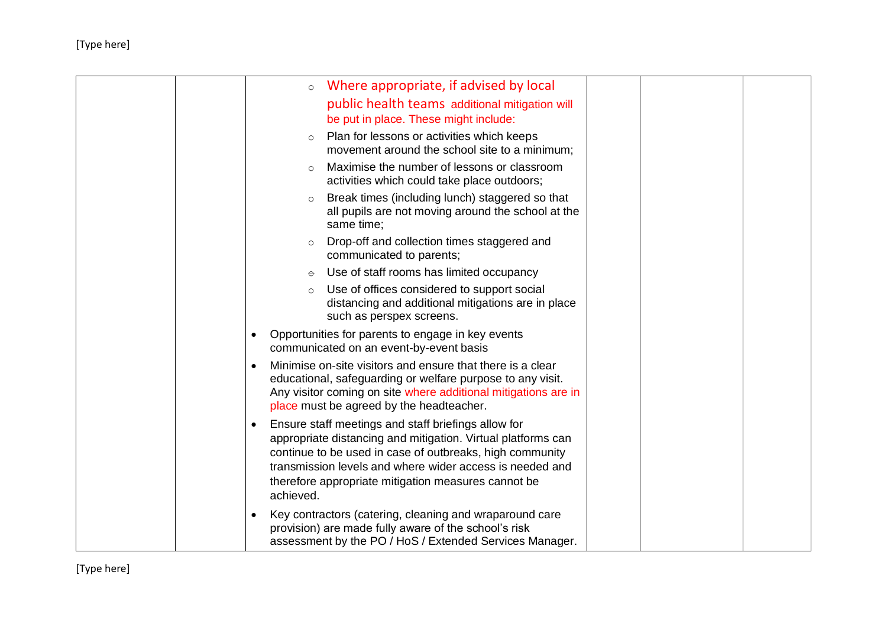| | | <ul><li>Where appropriate, if advised by local public health teams additional mitigation will be put in place. These might include:<ul><li>Plan for lessons or activities which keeps movement around the school site to a minimum;</li><li>Maximise the number of lessons or classroom activities which could take place outdoors;</li><li>Break times (including lunch) staggered so that all pupils are not moving around the school at the same time;</li><li>Drop-off and collection times staggered and communicated to parents;</li><li>Use of staff rooms has limited occupancy</li><li>Use of offices considered to support social distancing and additional mitigations are in place such as perspex screens.</li></ul></li><li>Opportunities for parents to engage in key events communicated on an event-by-event basis</li><li>Minimise on-site visitors and ensure that there is a clear educational, safeguarding or welfare purpose to any visit. Any visitor coming on site where additional mitigations are in place must be agreed by the headteacher.</li><li>Ensure staff meetings and staff briefings allow for appropriate distancing and mitigation. Virtual platforms can continue to be used in case of outbreaks, high community transmission levels and where wider access is needed and therefore appropriate mitigation measures cannot be achieved.</li><li>Key contractors (catering, cleaning and wraparound care provision) are made fully aware of the school's risk assessment by the PO / HoS / Extended Services Manager.</li></ul> | | | |
|---|---|---|---|---|---|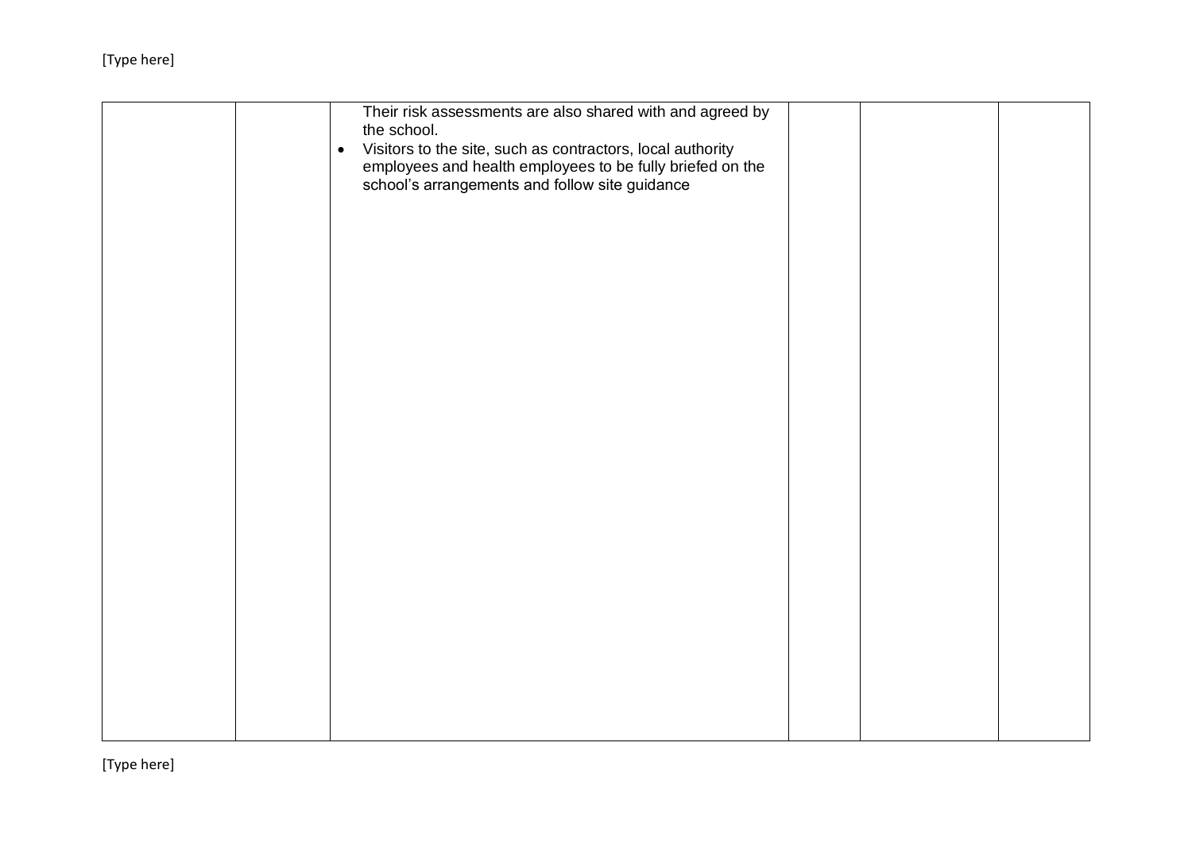| | | | | | |
|---|---|---|---|---|---|
| | | Their risk assessments are also shared with and agreed by the school.<br>• Visitors to the site, such as contractors, local authority employees and health employees to be fully briefed on the school's arrangements and follow site guidance | | | |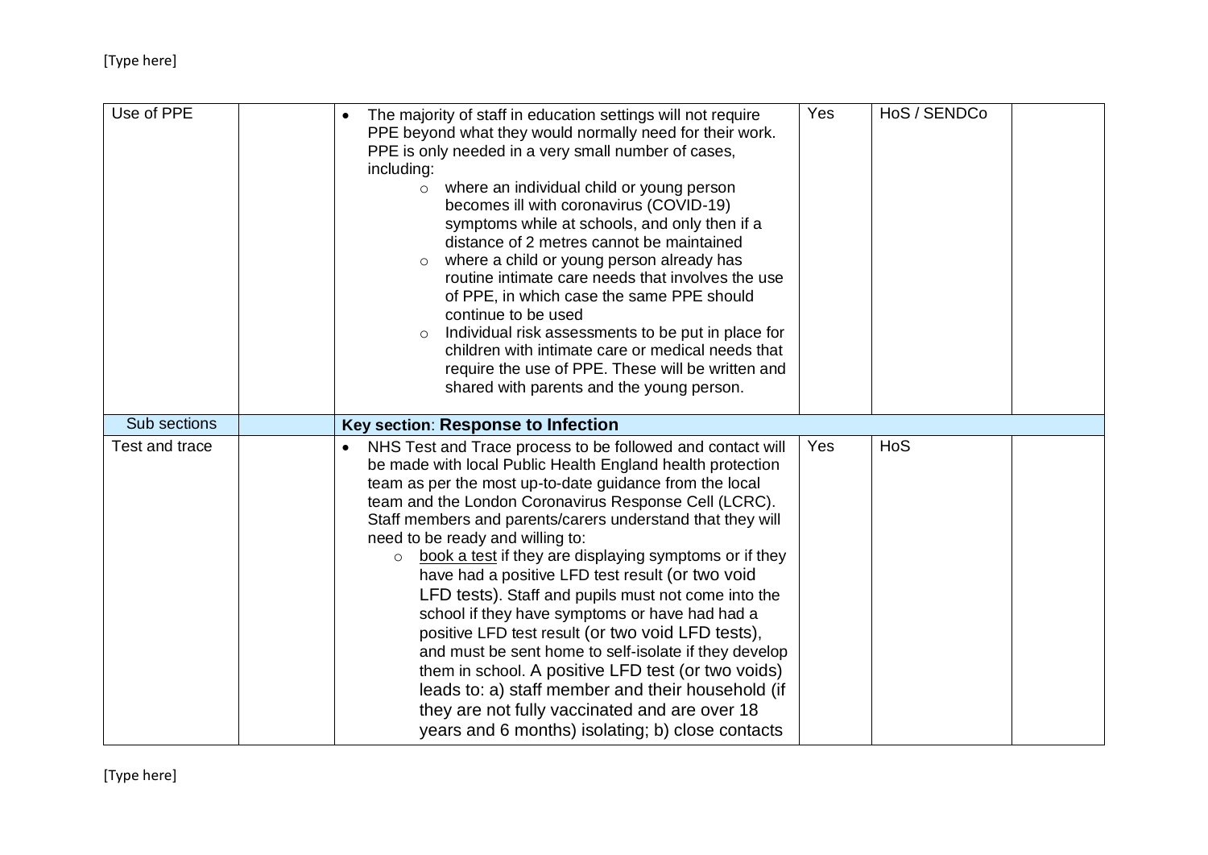| Use of PPE | | • The majority of staff in education settings will not require PPE beyond what they would normally need for their work. PPE is only needed in a very small number of cases, including:<br>  ○ where an individual child or young person becomes ill with coronavirus (COVID-19) symptoms while at schools, and only then if a distance of 2 metres cannot be maintained<br>  ○ where a child or young person already has routine intimate care needs that involves the use of PPE, in which case the same PPE should continue to be used<br>  ○ Individual risk assessments to be put in place for children with intimate care or medical needs that require the use of PPE. These will be written and shared with parents and the young person. | Yes | HoS / SENDCo | |
|---|---|---|---|---|---|
| Sub sections | | **Key section: Response to Infection** | | | |
| Test and trace | | • NHS Test and Trace process to be followed and contact will be made with local Public Health England health protection team as per the most up-to-date guidance from the local team and the London Coronavirus Response Cell (LCRC). Staff members and parents/carers understand that they will need to be ready and willing to:<br>  ○ book a test if they are displaying symptoms or if they have had a positive LFD test result (or two void LFD tests). Staff and pupils must not come into the school if they have symptoms or have had had a positive LFD test result (or two void LFD tests), and must be sent home to self-isolate if they develop them in school. A positive LFD test (or two voids) leads to: a) staff member and their household (if they are not fully vaccinated and are over 18 years and 6 months) isolating; b) close contacts | Yes | HoS | |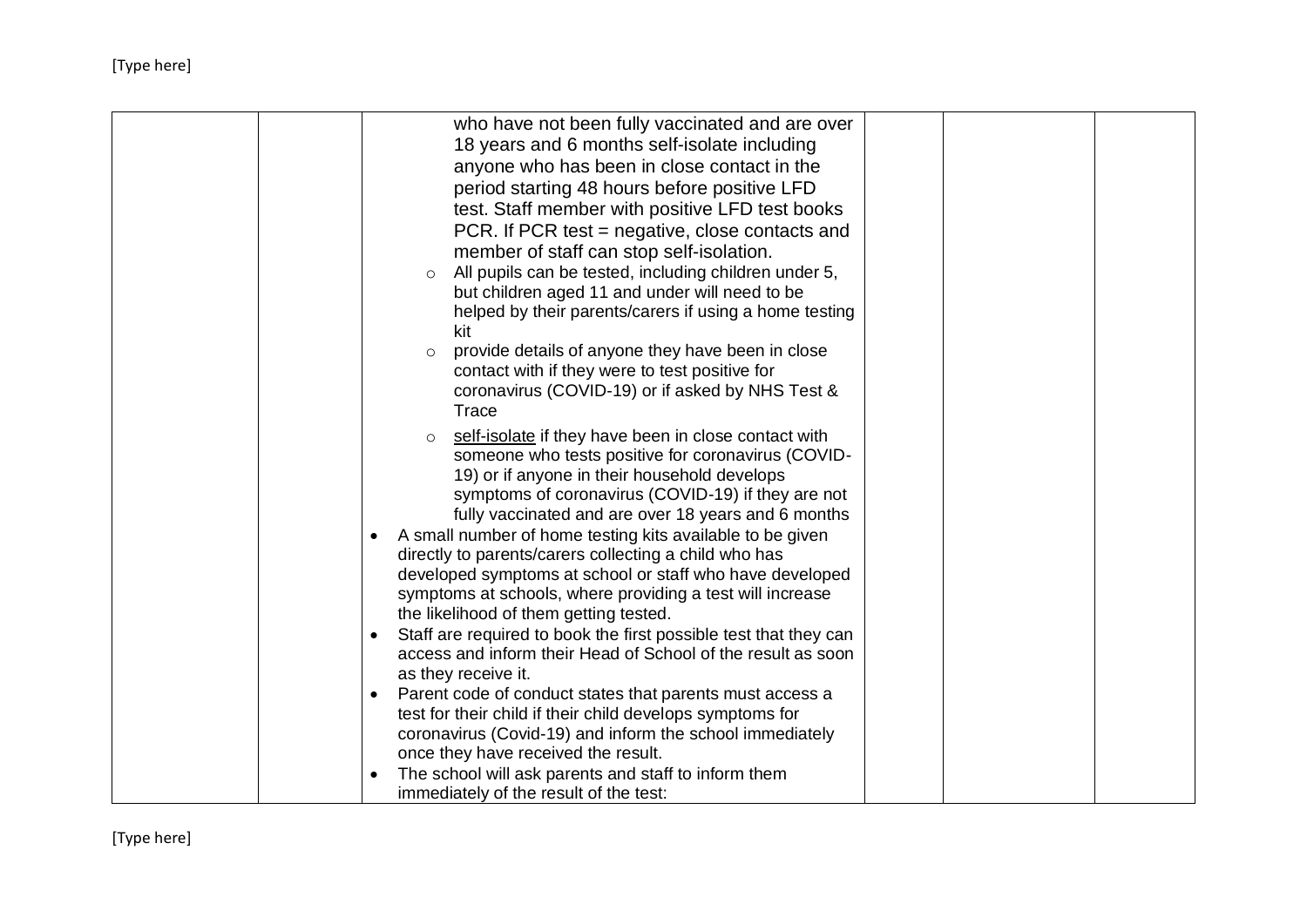| | | | | | |
|---|---|---|---|---|---|
| | | who have not been fully vaccinated and are over 18 years and 6 months self-isolate including anyone who has been in close contact in the period starting 48 hours before positive LFD test. Staff member with positive LFD test books PCR. If PCR test = negative, close contacts and member of staff can stop self-isolation.<br>◦ All pupils can be tested, including children under 5, but children aged 11 and under will need to be helped by their parents/carers if using a home testing kit<br>◦ provide details of anyone they have been in close contact with if they were to test positive for coronavirus (COVID-19) or if asked by NHS Test & Trace<br>◦ self-isolate if they have been in close contact with someone who tests positive for coronavirus (COVID-19) or if anyone in their household develops symptoms of coronavirus (COVID-19) if they are not fully vaccinated and are over 18 years and 6 months<br>• A small number of home testing kits available to be given directly to parents/carers collecting a child who has developed symptoms at school or staff who have developed symptoms at schools, where providing a test will increase the likelihood of them getting tested.<br>• Staff are required to book the first possible test that they can access and inform their Head of School of the result as soon as they receive it.<br>• Parent code of conduct states that parents must access a test for their child if their child develops symptoms for coronavirus (Covid-19) and inform the school immediately once they have received the result.<br>• The school will ask parents and staff to inform them immediately of the result of the test: | | | |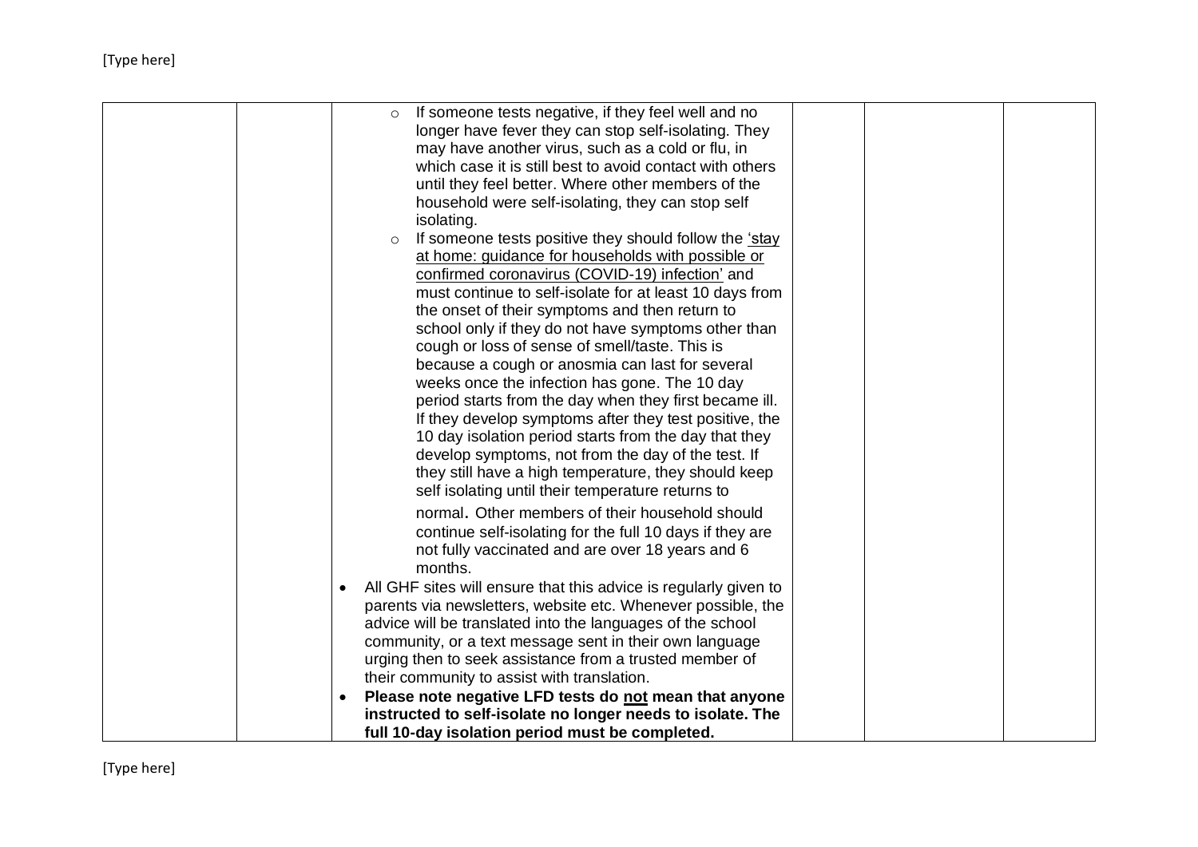| | | | | | |
|---|---|---|---|---|---|
| | | ◦ If someone tests negative, if they feel well and no longer have fever they can stop self-isolating. They may have another virus, such as a cold or flu, in which case it is still best to avoid contact with others until they feel better. Where other members of the household were self-isolating, they can stop self isolating.<br>◦ If someone tests positive they should follow the 'stay at home: guidance for households with possible or confirmed coronavirus (COVID-19) infection' and must continue to self-isolate for at least 10 days from the onset of their symptoms and then return to school only if they do not have symptoms other than cough or loss of sense of smell/taste. This is because a cough or anosmia can last for several weeks once the infection has gone. The 10 day period starts from the day when they first became ill. If they develop symptoms after they test positive, the 10 day isolation period starts from the day that they develop symptoms, not from the day of the test. If they still have a high temperature, they should keep self isolating until their temperature returns to normal. Other members of their household should continue self-isolating for the full 10 days if they are not fully vaccinated and are over 18 years and 6 months.<br>• All GHF sites will ensure that this advice is regularly given to parents via newsletters, website etc. Whenever possible, the advice will be translated into the languages of the school community, or a text message sent in their own language urging then to seek assistance from a trusted member of their community to assist with translation.<br>• **Please note negative LFD tests do not mean that anyone instructed to self-isolate no longer needs to isolate. The full 10-day isolation period must be completed.** | | | |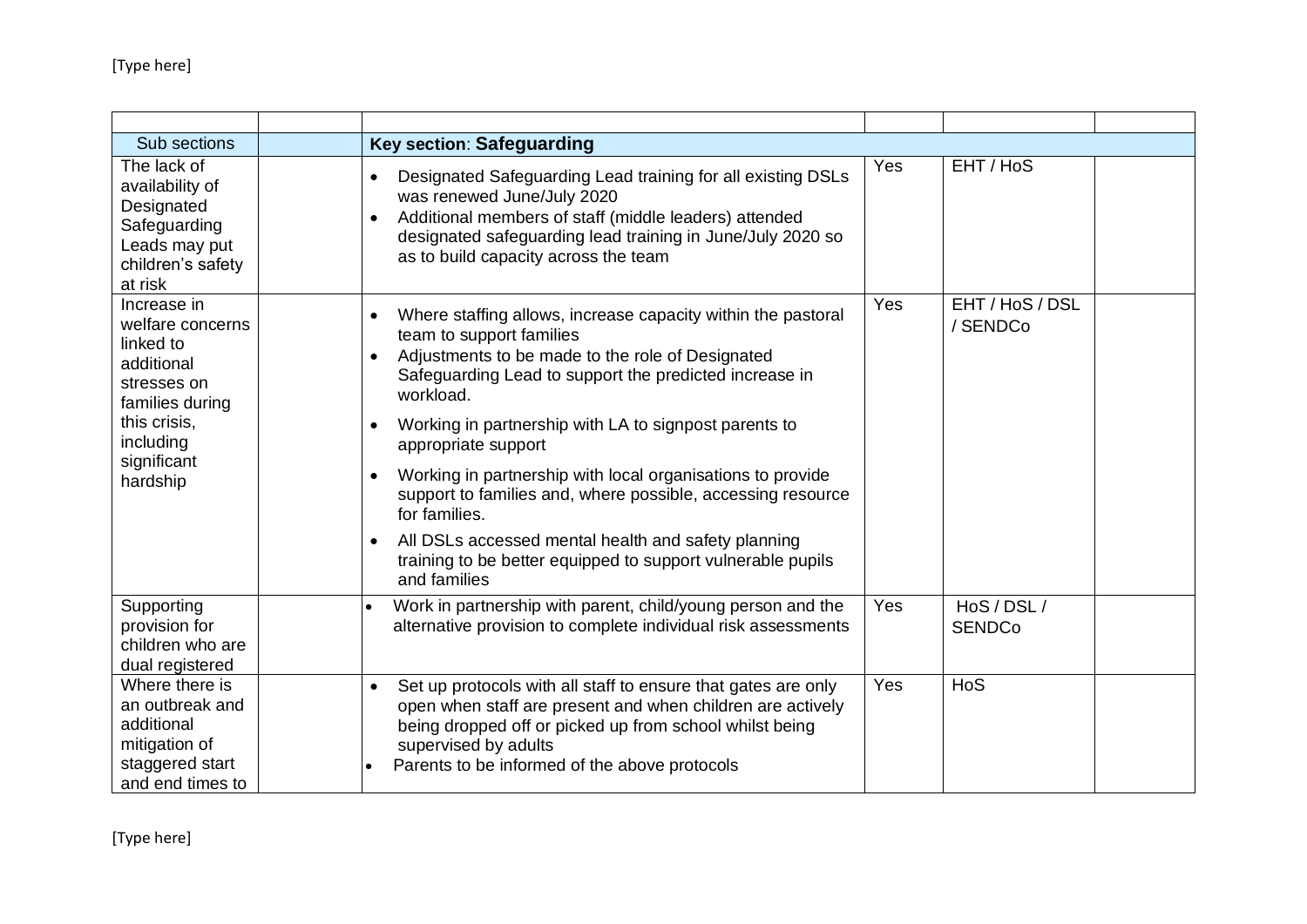| | | | | | |
|---|---|---|---|---|---|
| Sub sections | | **Key section**: **Safeguarding** | | | |
| The lack of availability of Designated Safeguarding Leads may put children's safety at risk | | • Designated Safeguarding Lead training for all existing DSLs was renewed June/July 2020<br>• Additional members of staff (middle leaders) attended designated safeguarding lead training in June/July 2020 so as to build capacity across the team | Yes | EHT / HoS | |
| Increase in welfare concerns linked to additional stresses on families during this crisis, including significant hardship | | • Where staffing allows, increase capacity within the pastoral team to support families<br>• Adjustments to be made to the role of Designated Safeguarding Lead to support the predicted increase in workload.<br>• Working in partnership with LA to signpost parents to appropriate support<br>• Working in partnership with local organisations to provide support to families and, where possible, accessing resource for families.<br>• All DSLs accessed mental health and safety planning training to be better equipped to support vulnerable pupils and families | Yes | EHT / HoS / DSL / SENDCo | |
| Supporting provision for children who are dual registered | | • Work in partnership with parent, child/young person and the alternative provision to complete individual risk assessments | Yes | HoS / DSL / SENDCo | |
| Where there is an outbreak and additional mitigation of staggered start and end times to | | • Set up protocols with all staff to ensure that gates are only open when staff are present and when children are actively being dropped off or picked up from school whilst being supervised by adults<br>• Parents to be informed of the above protocols | Yes | HoS | |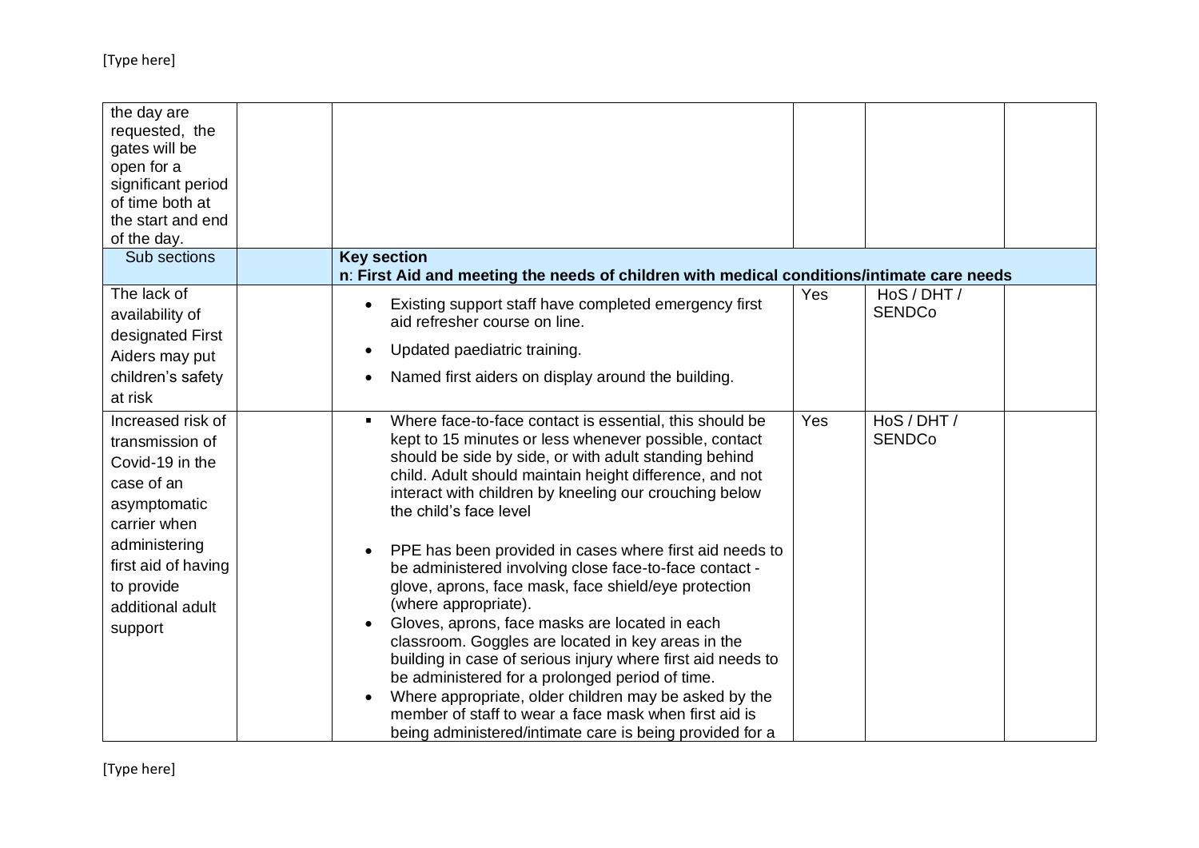| | | | | | |
|---|---|---|---|---|---|
| the day are requested, the gates will be open for a significant period of time both at the start and end of the day. | | | | | |
| Sub sections | | **Key section**<br>**n**: **First Aid and meeting the needs of children with medical conditions/intimate care needs** | | | |
| The lack of availability of designated First Aiders may put children's safety at risk | | • Existing support staff have completed emergency first aid refresher course on line.<br>• Updated paediatric training.<br>• Named first aiders on display around the building. | Yes | HoS / DHT / SENDCo | |
| Increased risk of transmission of Covid-19 in the case of an asymptomatic carrier when administering first aid of having to provide additional adult support | | ▪ Where face-to-face contact is essential, this should be kept to 15 minutes or less whenever possible, contact should be side by side, or with adult standing behind child. Adult should maintain height difference, and not interact with children by kneeling our crouching below the child's face level<br>• PPE has been provided in cases where first aid needs to be administered involving close face-to-face contact - glove, aprons, face mask, face shield/eye protection (where appropriate).<br>• Gloves, aprons, face masks are located in each classroom. Goggles are located in key areas in the building in case of serious injury where first aid needs to be administered for a prolonged period of time.<br>• Where appropriate, older children may be asked by the member of staff to wear a face mask when first aid is being administered/intimate care is being provided for a | Yes | HoS / DHT / SENDCo | |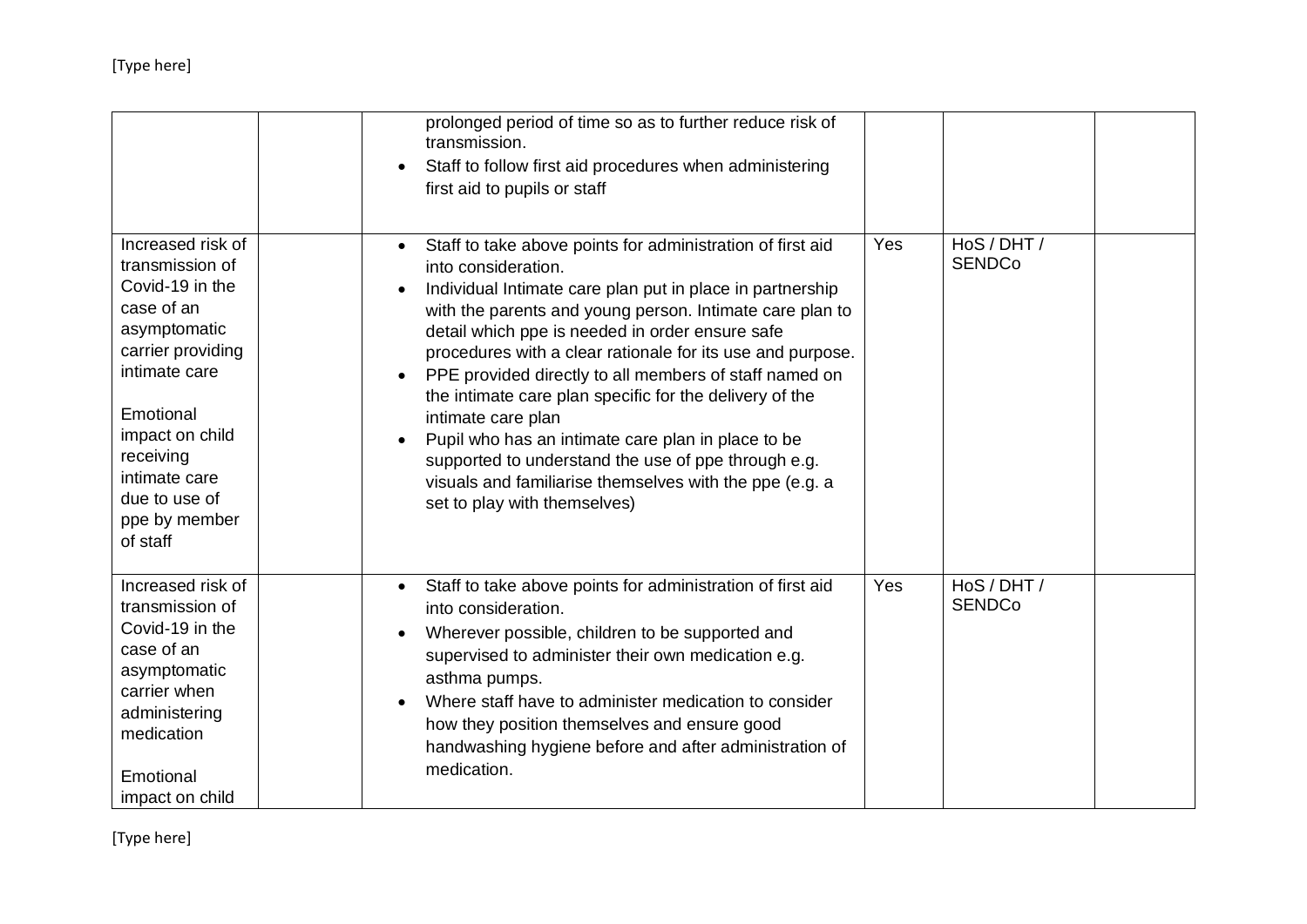| | | | | | |
|---|---|---|---|---|---|
| | | prolonged period of time so as to further reduce risk of transmission.<br>• Staff to follow first aid procedures when administering first aid to pupils or staff | | | |
| Increased risk of transmission of Covid-19 in the case of an asymptomatic carrier providing intimate care<br><br>Emotional impact on child receiving intimate care due to use of ppe by member of staff | | • Staff to take above points for administration of first aid into consideration.<br>• Individual Intimate care plan put in place in partnership with the parents and young person. Intimate care plan to detail which ppe is needed in order ensure safe procedures with a clear rationale for its use and purpose.<br>• PPE provided directly to all members of staff named on the intimate care plan specific for the delivery of the intimate care plan<br>• Pupil who has an intimate care plan in place to be supported to understand the use of ppe through e.g. visuals and familiarise themselves with the ppe (e.g. a set to play with themselves) | Yes | HoS / DHT / SENDCo | |
| Increased risk of transmission of Covid-19 in the case of an asymptomatic carrier when administering medication<br><br>Emotional impact on child | | • Staff to take above points for administration of first aid into consideration.<br>• Wherever possible, children to be supported and supervised to administer their own medication e.g. asthma pumps.<br>• Where staff have to administer medication to consider how they position themselves and ensure good handwashing hygiene before and after administration of medication. | Yes | HoS / DHT / SENDCo | |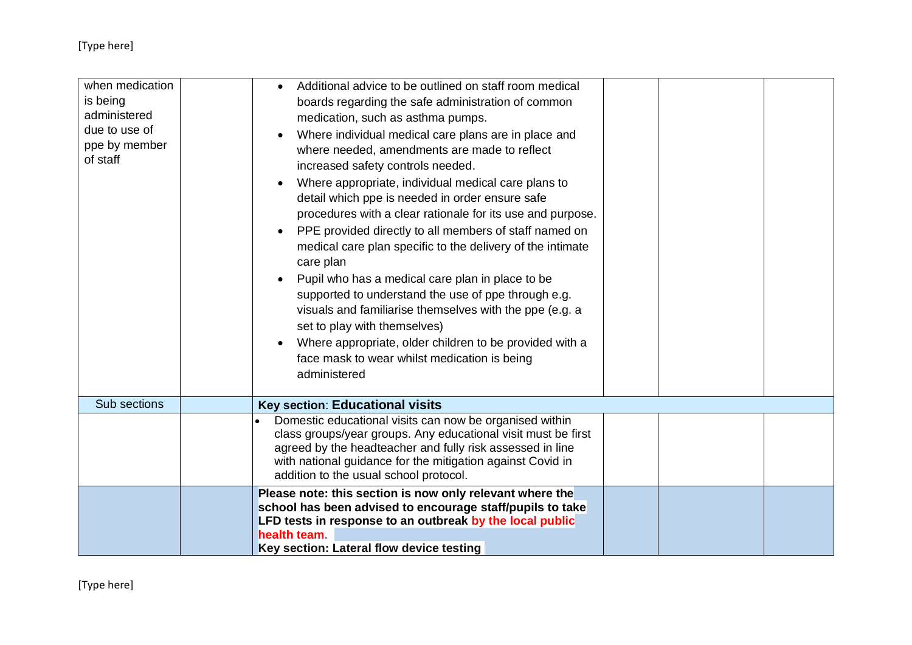| | | | | | |
|---|---|---|---|---|---|
| when medication is being administered due to use of ppe by member of staff | | • Additional advice to be outlined on staff room medical boards regarding the safe administration of common medication, such as asthma pumps.<br>• Where individual medical care plans are in place and where needed, amendments are made to reflect increased safety controls needed.<br>• Where appropriate, individual medical care plans to detail which ppe is needed in order ensure safe procedures with a clear rationale for its use and purpose.<br>• PPE provided directly to all members of staff named on medical care plan specific to the delivery of the intimate care plan<br>• Pupil who has a medical care plan in place to be supported to understand the use of ppe through e.g. visuals and familiarise themselves with the ppe (e.g. a set to play with themselves)<br>• Where appropriate, older children to be provided with a face mask to wear whilst medication is being administered | | | |
| Sub sections | | **Key section**: **Educational visits** | | | |
| | | • Domestic educational visits can now be organised within class groups/year groups. Any educational visit must be first agreed by the headteacher and fully risk assessed in line with national guidance for the mitigation against Covid in addition to the usual school protocol. | | | |
| | | **Please note: this section is now only relevant where the school has been advised to encourage staff/pupils to take LFD tests in response to an outbreak by the local public health team.**<br>**Key section: Lateral flow device testing** | | | |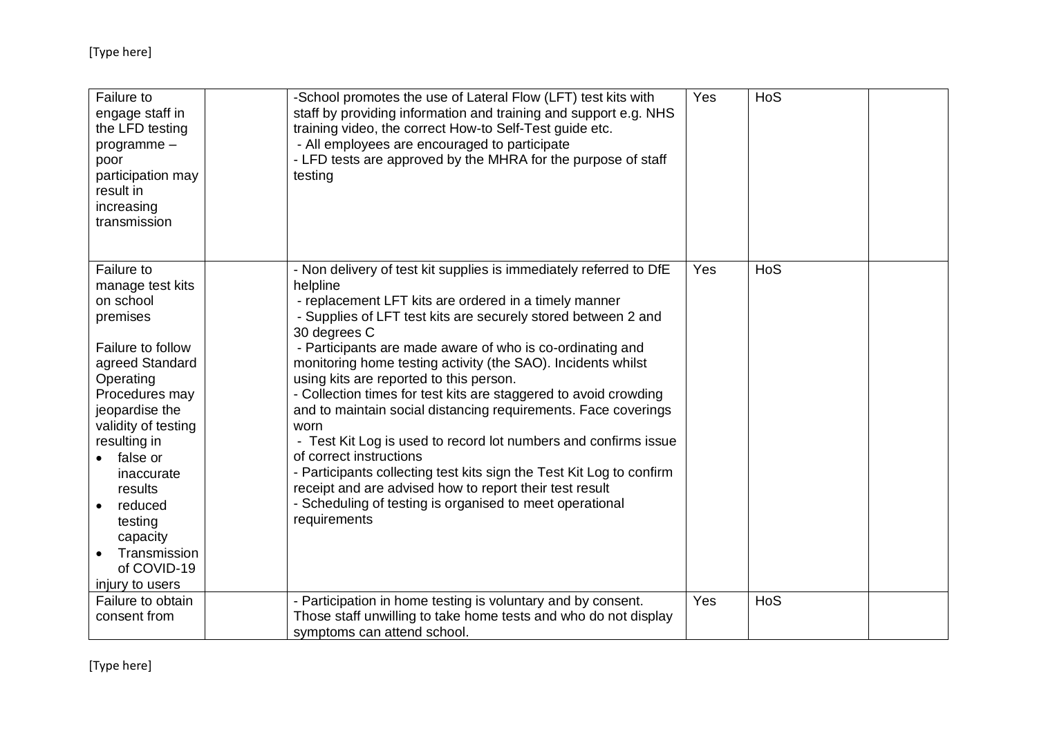| | | | | | |
|---|---|---|---|---|---|
| Failure to engage staff in the LFD testing programme – poor participation may result in increasing transmission | | -School promotes the use of Lateral Flow (LFT) test kits with staff by providing information and training and support e.g. NHS training video, the correct How-to Self-Test guide etc.<br>- All employees are encouraged to participate<br>- LFD tests are approved by the MHRA for the purpose of staff testing | Yes | HoS | |
| Failure to manage test kits on school premises<br><br>Failure to follow agreed Standard Operating Procedures may jeopardise the validity of testing resulting in<br>• false or inaccurate results<br>• reduced testing capacity<br>• Transmission of COVID-19<br>injury to users | | - Non delivery of test kit supplies is immediately referred to DfE helpline<br>- replacement LFT kits are ordered in a timely manner<br>- Supplies of LFT test kits are securely stored between 2 and 30 degrees C<br>- Participants are made aware of who is co-ordinating and monitoring home testing activity (the SAO). Incidents whilst using kits are reported to this person.<br>- Collection times for test kits are staggered to avoid crowding and to maintain social distancing requirements. Face coverings worn<br>- Test Kit Log is used to record lot numbers and confirms issue of correct instructions<br>- Participants collecting test kits sign the Test Kit Log to confirm receipt and are advised how to report their test result<br>- Scheduling of testing is organised to meet operational requirements | Yes | HoS | |
| Failure to obtain consent from | | - Participation in home testing is voluntary and by consent. Those staff unwilling to take home tests and who do not display symptoms can attend school. | Yes | HoS | |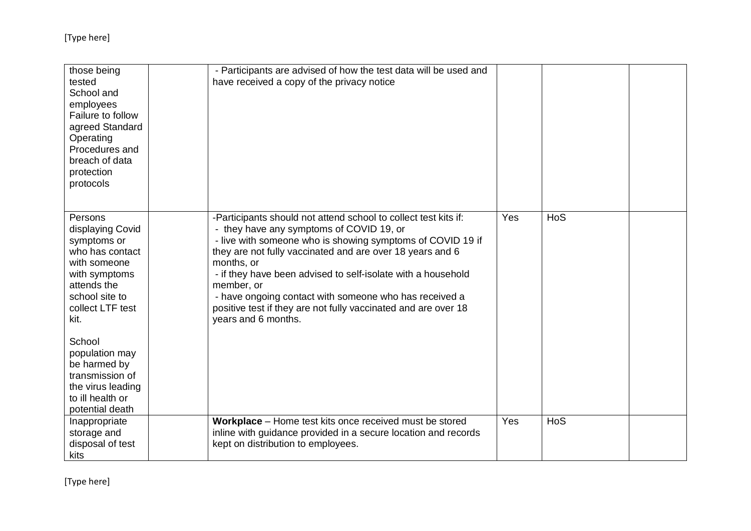| | | | | | |
|---|---|---|---|---|---|
| those being tested School and employees Failure to follow agreed Standard Operating Procedures and breach of data protection protocols | | - Participants are advised of how the test data will be used and have received a copy of the privacy notice | | | |
| Persons displaying Covid symptoms or who has contact with someone with symptoms attends the school site to collect LTF test kit.<br><br>School population may be harmed by transmission of the virus leading to ill health or potential death | | -Participants should not attend school to collect test kits if:<br>- they have any symptoms of COVID 19, or<br>- live with someone who is showing symptoms of COVID 19 if they are not fully vaccinated and are over 18 years and 6 months, or<br>- if they have been advised to self-isolate with a household member, or<br>- have ongoing contact with someone who has received a positive test if they are not fully vaccinated and are over 18 years and 6 months. | Yes | HoS | |
| Inappropriate storage and disposal of test kits | | **Workplace** – Home test kits once received must be stored inline with guidance provided in a secure location and records kept on distribution to employees. | Yes | HoS | |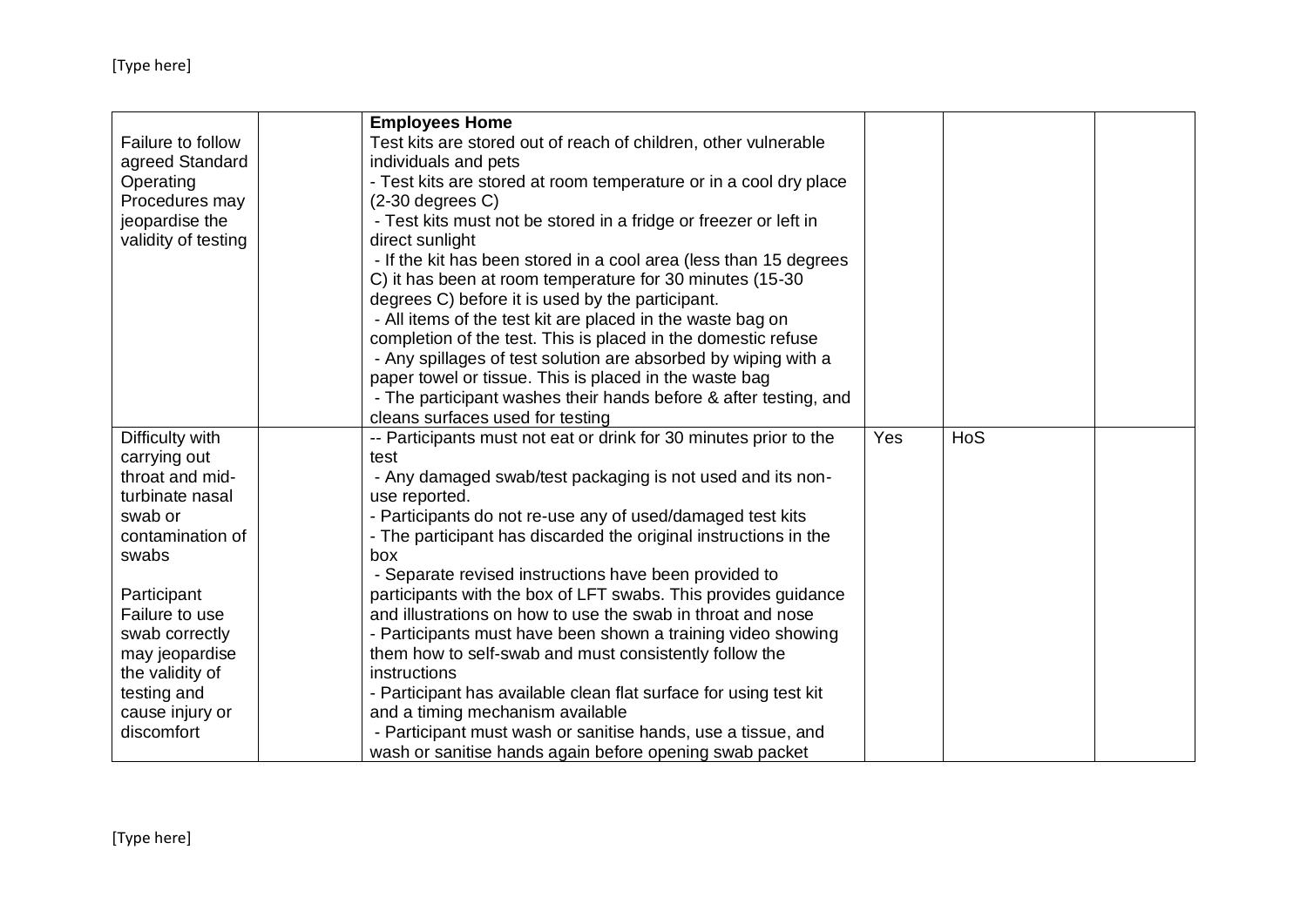| | | | | | |
|---|---|---|---|---|---|
| Failure to follow agreed Standard Operating Procedures may jeopardise the validity of testing | | **Employees Home**<br>Test kits are stored out of reach of children, other vulnerable individuals and pets<br>- Test kits are stored at room temperature or in a cool dry place (2-30 degrees C)<br>- Test kits must not be stored in a fridge or freezer or left in direct sunlight<br>- If the kit has been stored in a cool area (less than 15 degrees C) it has been at room temperature for 30 minutes (15-30 degrees C) before it is used by the participant.<br>- All items of the test kit are placed in the waste bag on completion of the test. This is placed in the domestic refuse<br>- Any spillages of test solution are absorbed by wiping with a paper towel or tissue. This is placed in the waste bag<br>- The participant washes their hands before & after testing, and cleans surfaces used for testing | | | |
| Difficulty with carrying out throat and mid-turbinate nasal swab or contamination of swabs<br><br>Participant Failure to use swab correctly may jeopardise the validity of testing and cause injury or discomfort | | -- Participants must not eat or drink for 30 minutes prior to the test<br>- Any damaged swab/test packaging is not used and its non-use reported.<br>- Participants do not re-use any of used/damaged test kits<br>- The participant has discarded the original instructions in the box<br>- Separate revised instructions have been provided to participants with the box of LFT swabs. This provides guidance and illustrations on how to use the swab in throat and nose<br>- Participants must have been shown a training video showing them how to self-swab and must consistently follow the instructions<br>- Participant has available clean flat surface for using test kit and a timing mechanism available<br>- Participant must wash or sanitise hands, use a tissue, and wash or sanitise hands again before opening swab packet | Yes | HoS | |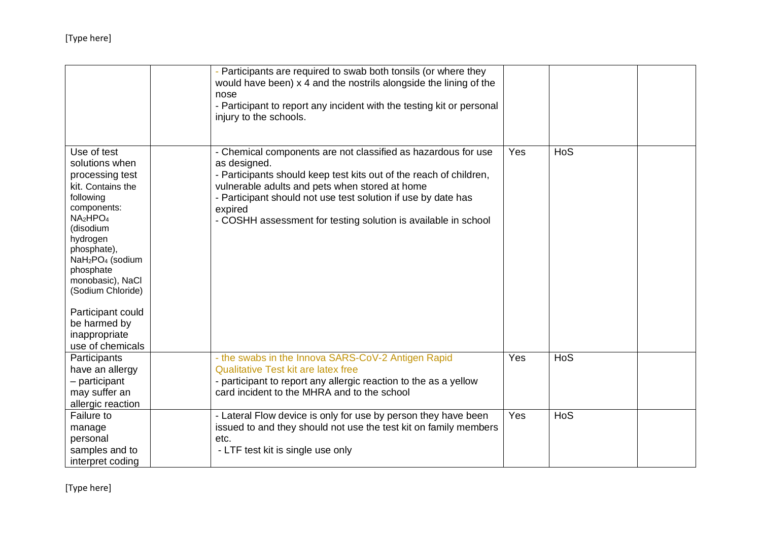| | | | | | |
|---|---|---|---|---|---|
| | | - Participants are required to swab both tonsils (or where they would have been) x 4 and the nostrils alongside the lining of the nose<br>- Participant to report any incident with the testing kit or personal injury to the schools. | | | |
| Use of test solutions when processing test kit. Contains the following components: $NA_2HPO_4$ (disodium hydrogen phosphate), $NaH_2PO_4$ (sodium phosphate monobasic), NaCl (Sodium Chloride)<br><br>Participant could be harmed by inappropriate use of chemicals | | - Chemical components are not classified as hazardous for use as designed.<br>- Participants should keep test kits out of the reach of children, vulnerable adults and pets when stored at home<br>- Participant should not use test solution if use by date has expired<br>- COSHH assessment for testing solution is available in school | Yes | HoS | |
| Participants have an allergy – participant may suffer an allergic reaction | | - the swabs in the Innova SARS-CoV-2 Antigen Rapid Qualitative Test kit are latex free<br>- participant to report any allergic reaction to the as a yellow card incident to the MHRA and to the school | Yes | HoS | |
| Failure to manage personal samples and to interpret coding | | - Lateral Flow device is only for use by person they have been issued to and they should not use the test kit on family members etc.<br>- LTF test kit is single use only | Yes | HoS | |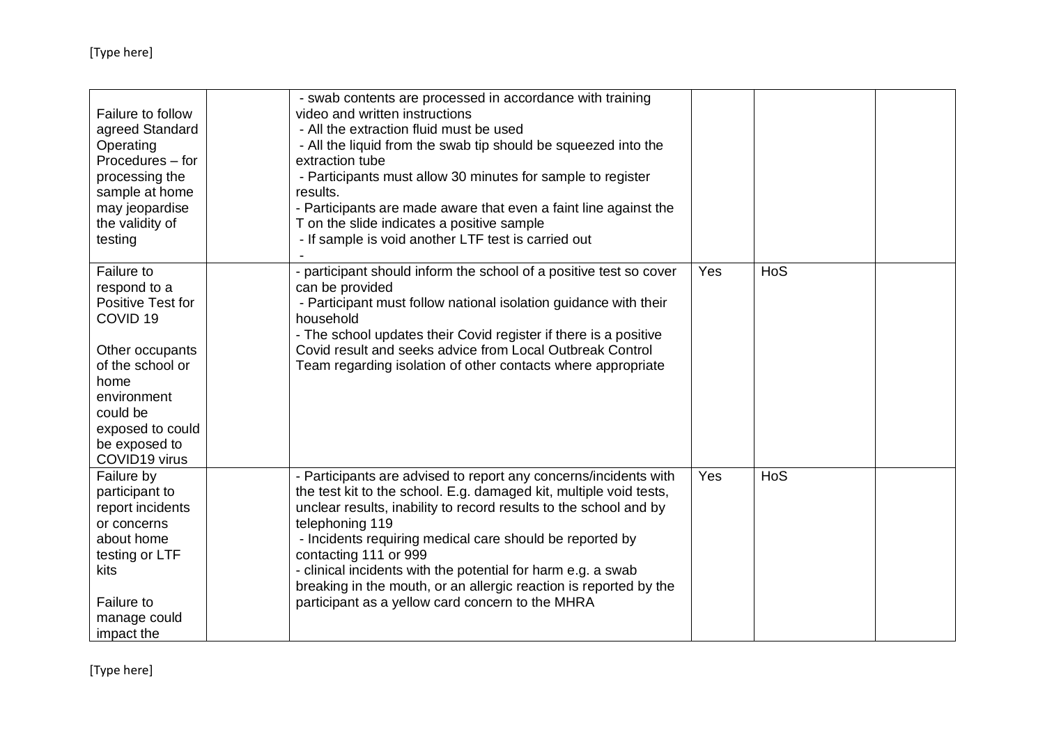| | | | | | |
|---|---|---|---|---|---|
| Failure to follow agreed Standard Operating Procedures – for processing the sample at home may jeopardise the validity of testing | | - swab contents are processed in accordance with training video and written instructions<br>- All the extraction fluid must be used<br>- All the liquid from the swab tip should be squeezed into the extraction tube<br>- Participants must allow 30 minutes for sample to register results.<br>- Participants are made aware that even a faint line against the T on the slide indicates a positive sample<br>- If sample is void another LTF test is carried out<br>- | | | |
| Failure to respond to a Positive Test for COVID 19<br><br>Other occupants of the school or home environment could be exposed to could be exposed to COVID19 virus | | - participant should inform the school of a positive test so cover can be provided<br>- Participant must follow national isolation guidance with their household<br>- The school updates their Covid register if there is a positive Covid result and seeks advice from Local Outbreak Control Team regarding isolation of other contacts where appropriate | Yes | HoS | |
| Failure by participant to report incidents or concerns about home testing or LTF kits<br><br>Failure to manage could impact the | | - Participants are advised to report any concerns/incidents with the test kit to the school. E.g. damaged kit, multiple void tests, unclear results, inability to record results to the school and by telephoning 119<br>- Incidents requiring medical care should be reported by contacting 111 or 999<br>- clinical incidents with the potential for harm e.g. a swab breaking in the mouth, or an allergic reaction is reported by the participant as a yellow card concern to the MHRA | Yes | HoS | |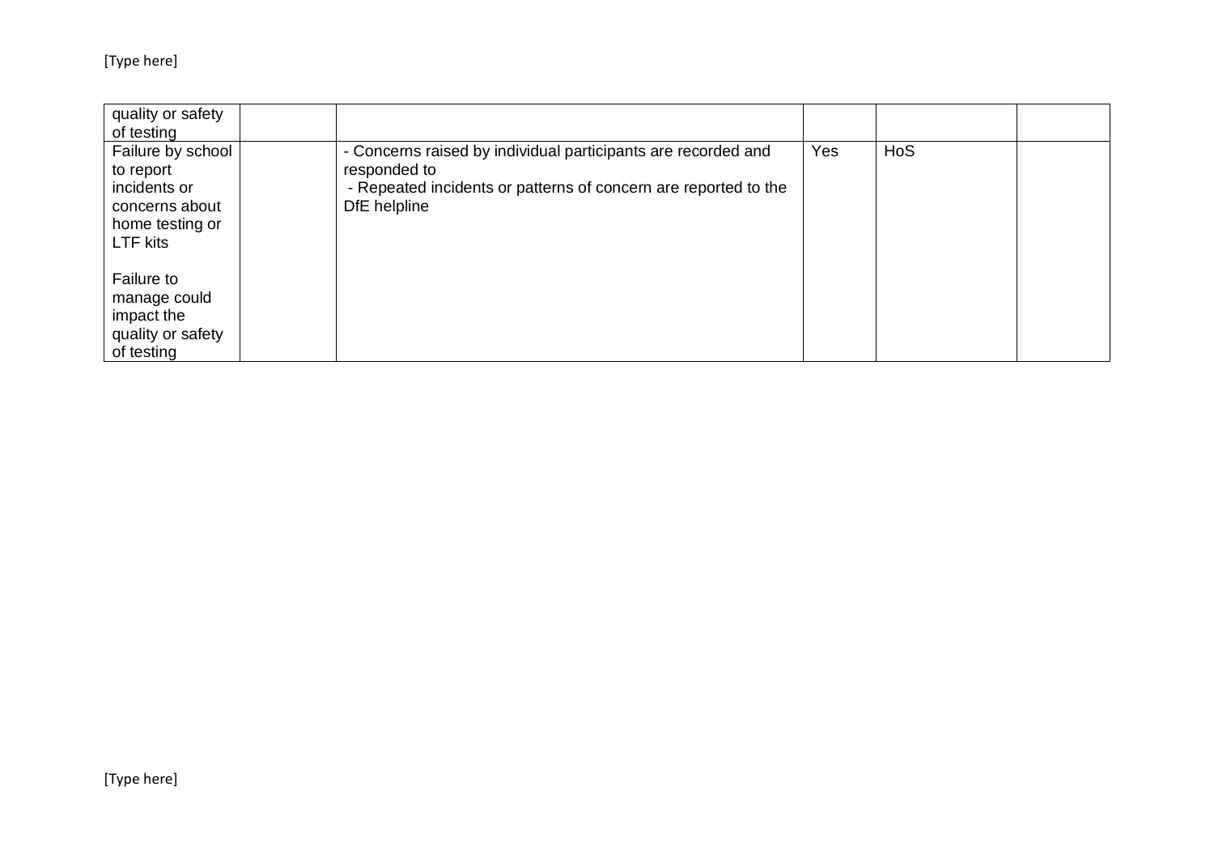| | | | | | |
|---|---|---|---|---|---|
| quality or safety of testing | | | | | |
| Failure by school to report incidents or concerns about home testing or LTF kits<br><br>Failure to manage could impact the quality or safety of testing | | - Concerns raised by individual participants are recorded and responded to<br>- Repeated incidents or patterns of concern are reported to the DfE helpline | Yes | HoS | |